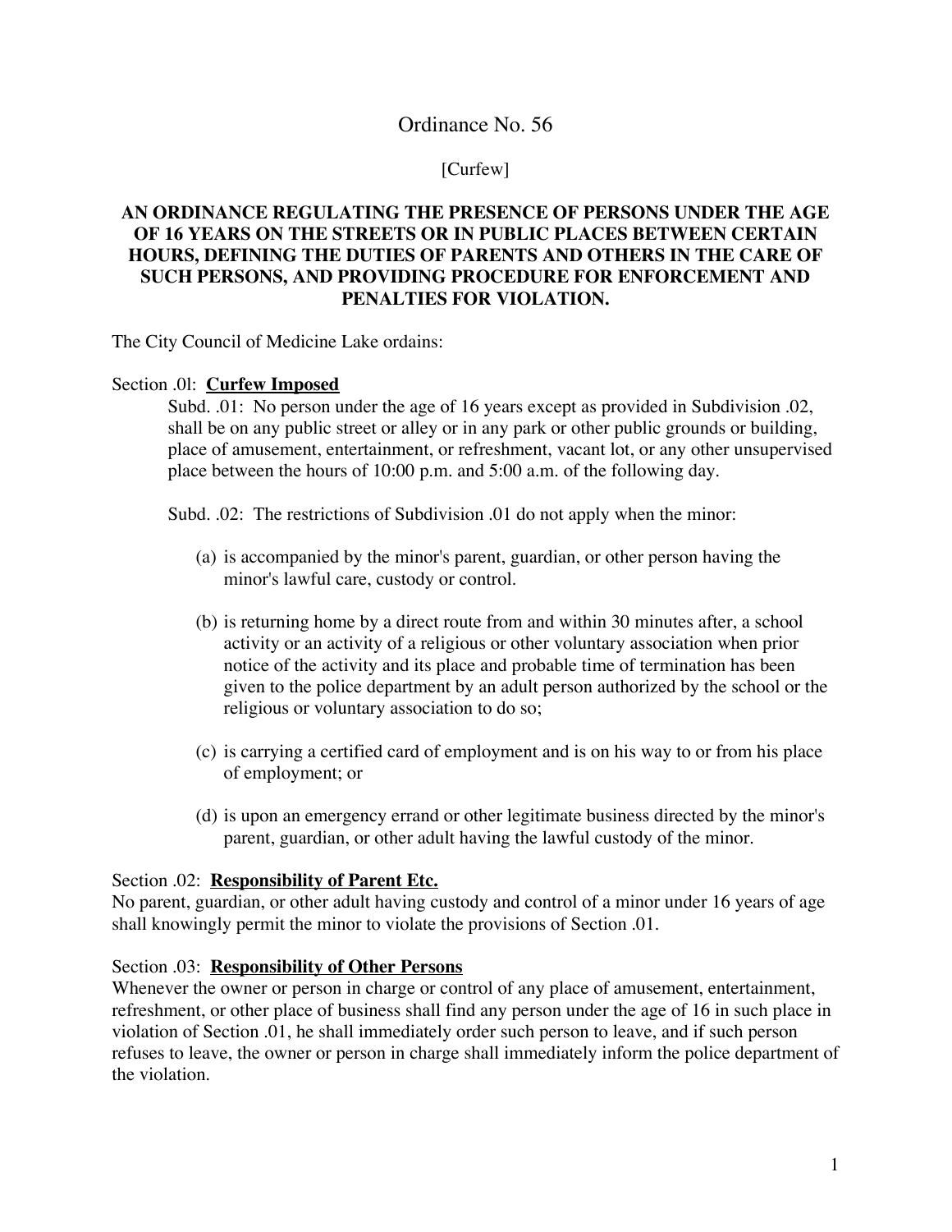# Ordinance No. 56

[Curfew]

**AN ORDINANCE REGULATING THE PRESENCE OF PERSONS UNDER THE AGE OF 16 YEARS ON THE STREETS OR IN PUBLIC PLACES BETWEEN CERTAIN HOURS, DEFINING THE DUTIES OF PARENTS AND OTHERS IN THE CARE OF SUCH PERSONS, AND PROVIDING PROCEDURE FOR ENFORCEMENT AND PENALTIES FOR VIOLATION.**

The City Council of Medicine Lake ordains:

Section .0l: **Curfew Imposed**

Subd. .01: No person under the age of 16 years except as provided in Subdivision .02, shall be on any public street or alley or in any park or other public grounds or building, place of amusement, entertainment, or refreshment, vacant lot, or any other unsupervised place between the hours of 10:00 p.m. and 5:00 a.m. of the following day.

Subd. .02: The restrictions of Subdivision .01 do not apply when the minor:

(a) is accompanied by the minor's parent, guardian, or other person having the minor's lawful care, custody or control.

(b) is returning home by a direct route from and within 30 minutes after, a school activity or an activity of a religious or other voluntary association when prior notice of the activity and its place and probable time of termination has been given to the police department by an adult person authorized by the school or the religious or voluntary association to do so;

(c) is carrying a certified card of employment and is on his way to or from his place of employment; or

(d) is upon an emergency errand or other legitimate business directed by the minor's parent, guardian, or other adult having the lawful custody of the minor.

Section .02: **Responsibility of Parent Etc.**

No parent, guardian, or other adult having custody and control of a minor under 16 years of age shall knowingly permit the minor to violate the provisions of Section .01.

Section .03: **Responsibility of Other Persons**

Whenever the owner or person in charge or control of any place of amusement, entertainment, refreshment, or other place of business shall find any person under the age of 16 in such place in violation of Section .01, he shall immediately order such person to leave, and if such person refuses to leave, the owner or person in charge shall immediately inform the police department of the violation.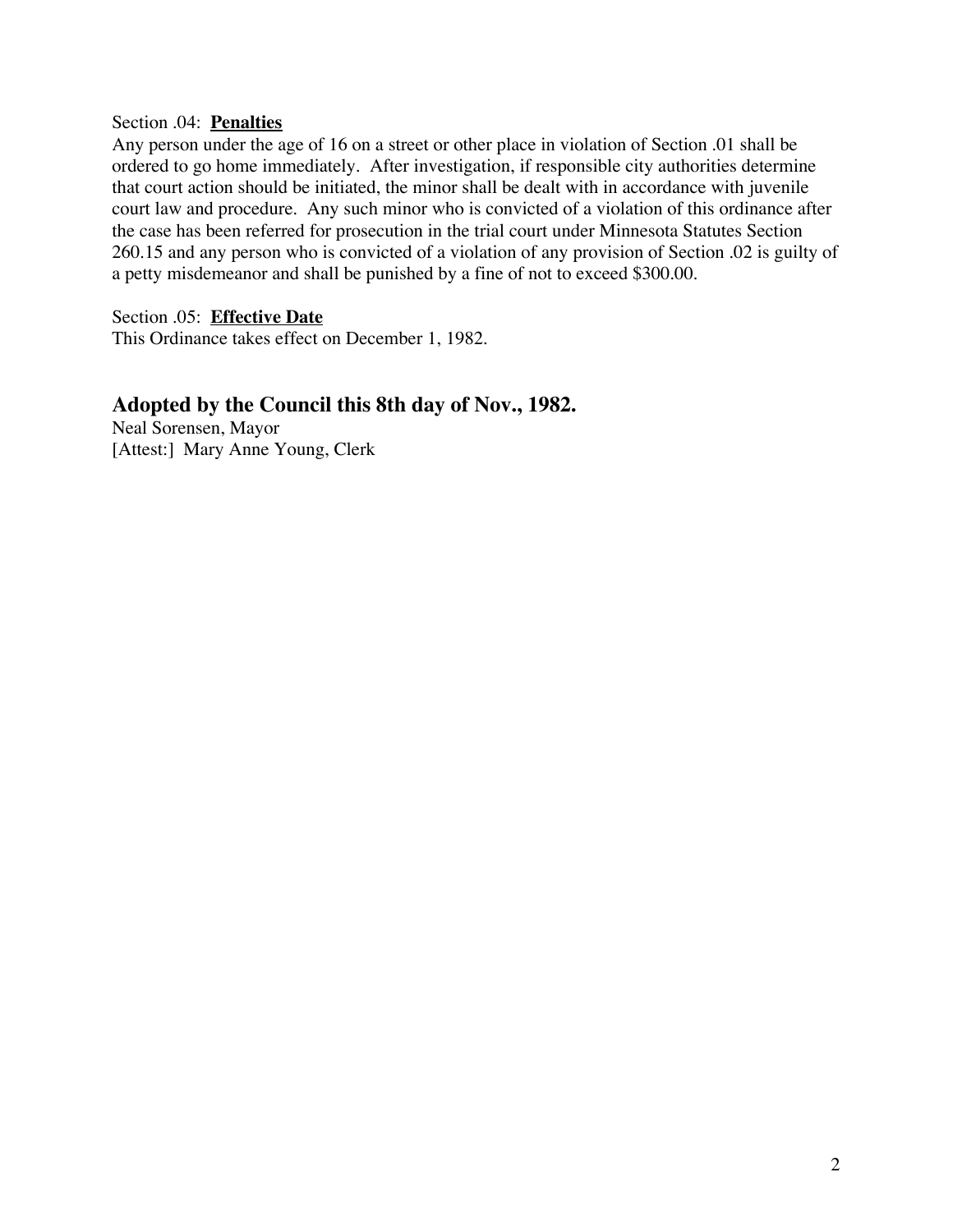Section .04: **Penalties**

Any person under the age of 16 on a street or other place in violation of Section .01 shall be ordered to go home immediately. After investigation, if responsible city authorities determine that court action should be initiated, the minor shall be dealt with in accordance with juvenile court law and procedure. Any such minor who is convicted of a violation of this ordinance after the case has been referred for prosecution in the trial court under Minnesota Statutes Section 260.15 and any person who is convicted of a violation of any provision of Section .02 is guilty of a petty misdemeanor and shall be punished by a fine of not to exceed $300.00.

Section .05: **Effective Date**

This Ordinance takes effect on December 1, 1982.

## Adopted by the Council this 8th day of Nov., 1982.

Neal Sorensen, Mayor
[Attest:] Mary Anne Young, Clerk